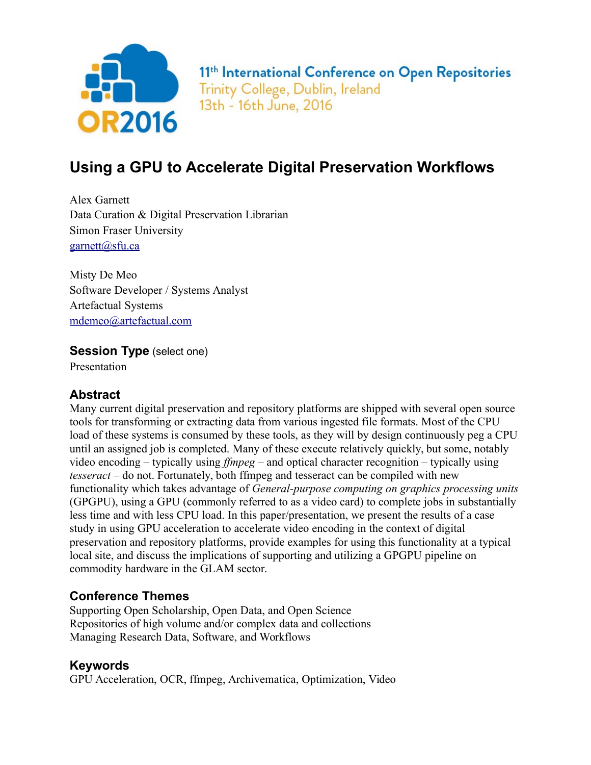11th International Conference on Open Repositories
Trinity College, Dublin, Ireland
13th - 16th June, 2016

# Using a GPU to Accelerate Digital Preservation Workflows

Alex Garnett
Data Curation & Digital Preservation Librarian
Simon Fraser University
garnett@sfu.ca

Misty De Meo
Software Developer / Systems Analyst
Artefactual Systems
mdemeo@artefactual.com

## Session Type (select one)

Presentation

## Abstract

Many current digital preservation and repository platforms are shipped with several open source tools for transforming or extracting data from various ingested file formats. Most of the CPU load of these systems is consumed by these tools, as they will by design continuously peg a CPU until an assigned job is completed. Many of these execute relatively quickly, but some, notably video encoding – typically using *ffmpeg* – and optical character recognition – typically using *tesseract* – do not. Fortunately, both ffmpeg and tesseract can be compiled with new functionality which takes advantage of *General-purpose computing on graphics processing units* (GPGPU), using a GPU (commonly referred to as a video card) to complete jobs in substantially less time and with less CPU load. In this paper/presentation, we present the results of a case study in using GPU acceleration to accelerate video encoding in the context of digital preservation and repository platforms, provide examples for using this functionality at a typical local site, and discuss the implications of supporting and utilizing a GPGPU pipeline on commodity hardware in the GLAM sector.

## Conference Themes

Supporting Open Scholarship, Open Data, and Open Science
Repositories of high volume and/or complex data and collections
Managing Research Data, Software, and Workflows

## Keywords

GPU Acceleration, OCR, ffmpeg, Archivematica, Optimization, Video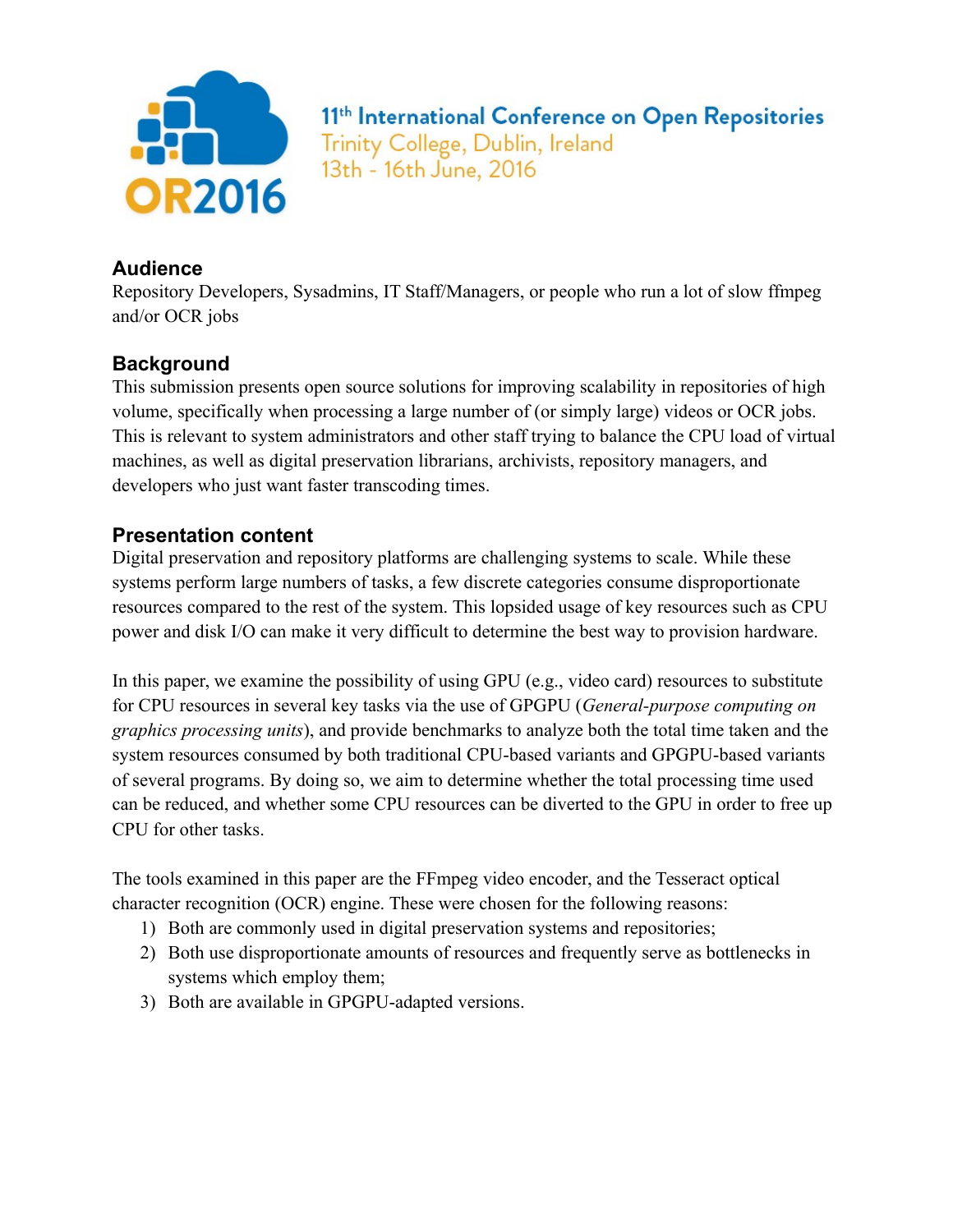## Audience

Repository Developers, Sysadmins, IT Staff/Managers, or people who run a lot of slow ffmpeg and/or OCR jobs

## Background

This submission presents open source solutions for improving scalability in repositories of high volume, specifically when processing a large number of (or simply large) videos or OCR jobs. This is relevant to system administrators and other staff trying to balance the CPU load of virtual machines, as well as digital preservation librarians, archivists, repository managers, and developers who just want faster transcoding times.

## Presentation content

Digital preservation and repository platforms are challenging systems to scale. While these systems perform large numbers of tasks, a few discrete categories consume disproportionate resources compared to the rest of the system. This lopsided usage of key resources such as CPU power and disk I/O can make it very difficult to determine the best way to provision hardware.

In this paper, we examine the possibility of using GPU (e.g., video card) resources to substitute for CPU resources in several key tasks via the use of GPGPU (*General-purpose computing on graphics processing units*), and provide benchmarks to analyze both the total time taken and the system resources consumed by both traditional CPU-based variants and GPGPU-based variants of several programs. By doing so, we aim to determine whether the total processing time used can be reduced, and whether some CPU resources can be diverted to the GPU in order to free up CPU for other tasks.

The tools examined in this paper are the FFmpeg video encoder, and the Tesseract optical character recognition (OCR) engine. These were chosen for the following reasons:

1) Both are commonly used in digital preservation systems and repositories;
2) Both use disproportionate amounts of resources and frequently serve as bottlenecks in systems which employ them;
3) Both are available in GPGPU-adapted versions.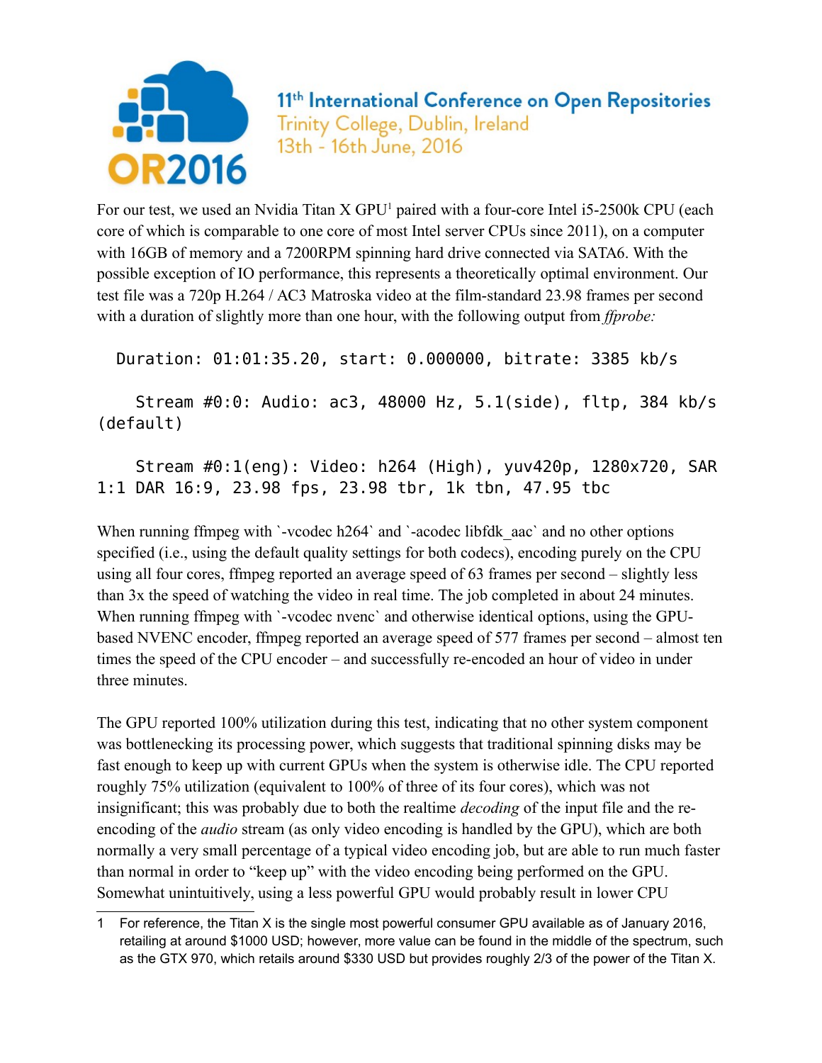For our test, we used an Nvidia Titan X GPU[1] paired with a four-core Intel i5-2500k CPU (each core of which is comparable to one core of most Intel server CPUs since 2011), on a computer with 16GB of memory and a 7200RPM spinning hard drive connected via SATA6. With the possible exception of IO performance, this represents a theoretically optimal environment. Our test file was a 720p H.264 / AC3 Matroska video at the film-standard 23.98 frames per second with a duration of slightly more than one hour, with the following output from *ffprobe:*

```
  Duration: 01:01:35.20, start: 0.000000, bitrate: 3385 kb/s

    Stream #0:0: Audio: ac3, 48000 Hz, 5.1(side), fltp, 384 kb/s
(default)

    Stream #0:1(eng): Video: h264 (High), yuv420p, 1280x720, SAR
1:1 DAR 16:9, 23.98 fps, 23.98 tbr, 1k tbn, 47.95 tbc
```

When running ffmpeg with `-vcodec h264` and `-acodec libfdk_aac` and no other options specified (i.e., using the default quality settings for both codecs), encoding purely on the CPU using all four cores, ffmpeg reported an average speed of 63 frames per second – slightly less than 3x the speed of watching the video in real time. The job completed in about 24 minutes. When running ffmpeg with `-vcodec nvenc` and otherwise identical options, using the GPU-based NVENC encoder, ffmpeg reported an average speed of 577 frames per second – almost ten times the speed of the CPU encoder – and successfully re-encoded an hour of video in under three minutes.

The GPU reported 100% utilization during this test, indicating that no other system component was bottlenecking its processing power, which suggests that traditional spinning disks may be fast enough to keep up with current GPUs when the system is otherwise idle. The CPU reported roughly 75% utilization (equivalent to 100% of three of its four cores), which was not insignificant; this was probably due to both the realtime *decoding* of the input file and the re-encoding of the *audio* stream (as only video encoding is handled by the GPU), which are both normally a very small percentage of a typical video encoding job, but are able to run much faster than normal in order to "keep up" with the video encoding being performed on the GPU. Somewhat unintuitively, using a less powerful GPU would probably result in lower CPU

---

[1] For reference, the Titan X is the single most powerful consumer GPU available as of January 2016, retailing at around $1000 USD; however, more value can be found in the middle of the spectrum, such as the GTX 970, which retails around $330 USD but provides roughly 2/3 of the power of the Titan X.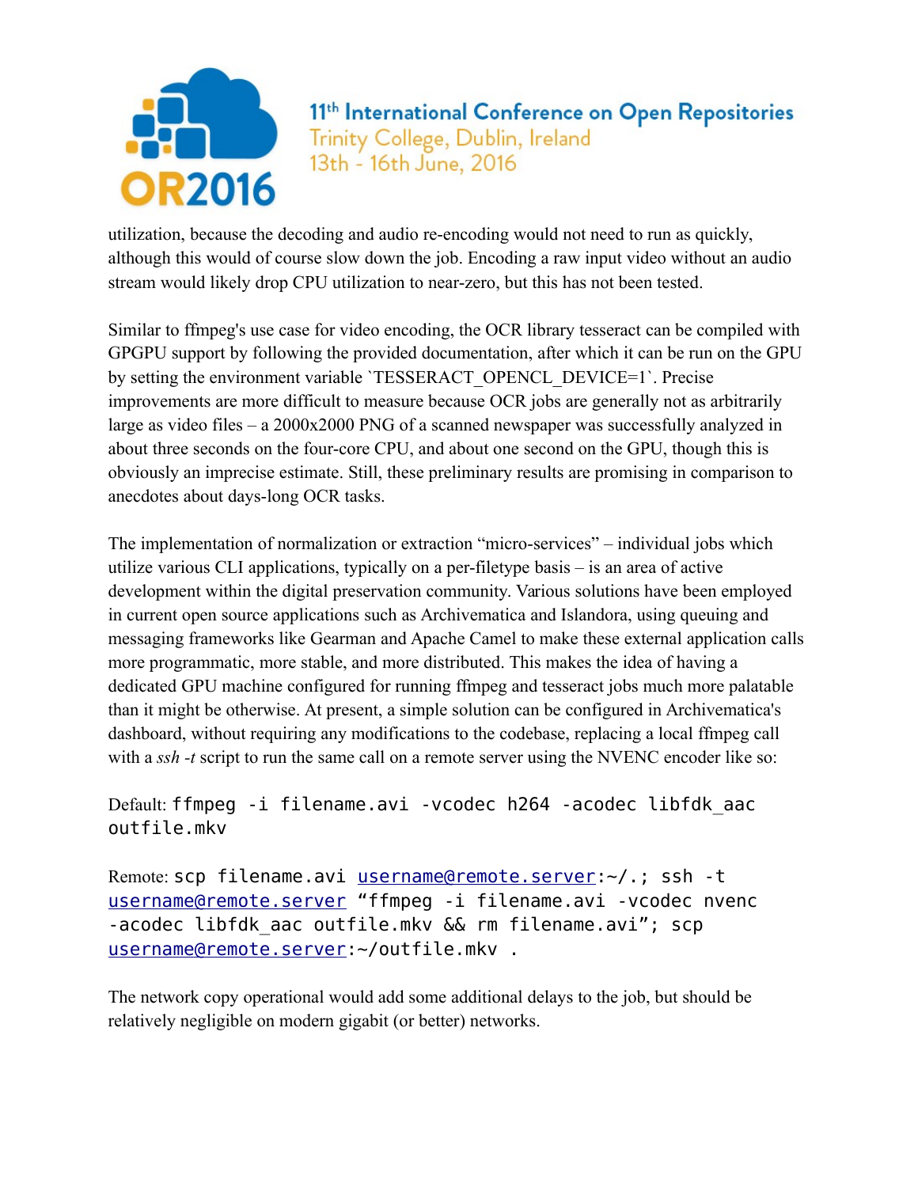utilization, because the decoding and audio re-encoding would not need to run as quickly, although this would of course slow down the job. Encoding a raw input video without an audio stream would likely drop CPU utilization to near-zero, but this has not been tested.

Similar to ffmpeg's use case for video encoding, the OCR library tesseract can be compiled with GPGPU support by following the provided documentation, after which it can be run on the GPU by setting the environment variable `TESSERACT_OPENCL_DEVICE=1`. Precise improvements are more difficult to measure because OCR jobs are generally not as arbitrarily large as video files – a 2000x2000 PNG of a scanned newspaper was successfully analyzed in about three seconds on the four-core CPU, and about one second on the GPU, though this is obviously an imprecise estimate. Still, these preliminary results are promising in comparison to anecdotes about days-long OCR tasks.

The implementation of normalization or extraction "micro-services" – individual jobs which utilize various CLI applications, typically on a per-filetype basis – is an area of active development within the digital preservation community. Various solutions have been employed in current open source applications such as Archivematica and Islandora, using queuing and messaging frameworks like Gearman and Apache Camel to make these external application calls more programmatic, more stable, and more distributed. This makes the idea of having a dedicated GPU machine configured for running ffmpeg and tesseract jobs much more palatable than it might be otherwise. At present, a simple solution can be configured in Archivematica's dashboard, without requiring any modifications to the codebase, replacing a local ffmpeg call with a *ssh -t* script to run the same call on a remote server using the NVENC encoder like so:

Default: `ffmpeg -i filename.avi -vcodec h264 -acodec libfdk_aac outfile.mkv`

Remote: `scp filename.avi username@remote.server:~/.; ssh -t username@remote.server "ffmpeg -i filename.avi -vcodec nvenc -acodec libfdk_aac outfile.mkv && rm filename.avi"; scp username@remote.server:~/outfile.mkv .`

The network copy operational would add some additional delays to the job, but should be relatively negligible on modern gigabit (or better) networks.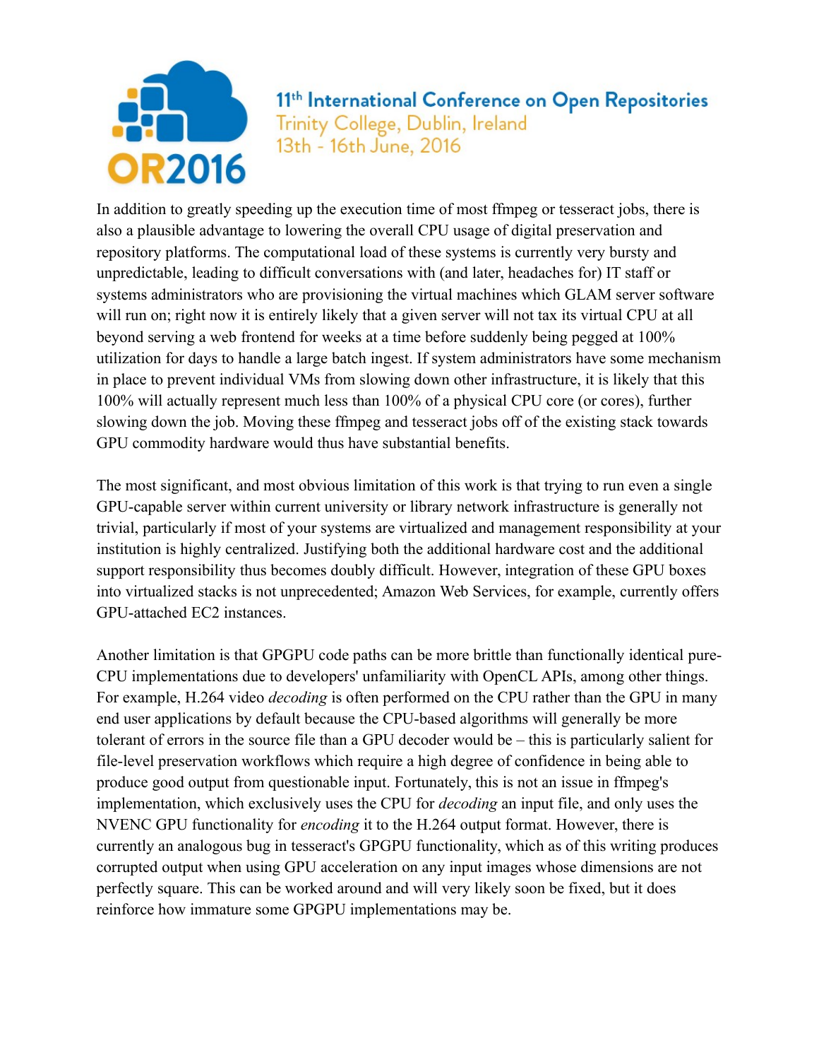In addition to greatly speeding up the execution time of most ffmpeg or tesseract jobs, there is also a plausible advantage to lowering the overall CPU usage of digital preservation and repository platforms. The computational load of these systems is currently very bursty and unpredictable, leading to difficult conversations with (and later, headaches for) IT staff or systems administrators who are provisioning the virtual machines which GLAM server software will run on; right now it is entirely likely that a given server will not tax its virtual CPU at all beyond serving a web frontend for weeks at a time before suddenly being pegged at 100% utilization for days to handle a large batch ingest. If system administrators have some mechanism in place to prevent individual VMs from slowing down other infrastructure, it is likely that this 100% will actually represent much less than 100% of a physical CPU core (or cores), further slowing down the job. Moving these ffmpeg and tesseract jobs off of the existing stack towards GPU commodity hardware would thus have substantial benefits.

The most significant, and most obvious limitation of this work is that trying to run even a single GPU-capable server within current university or library network infrastructure is generally not trivial, particularly if most of your systems are virtualized and management responsibility at your institution is highly centralized. Justifying both the additional hardware cost and the additional support responsibility thus becomes doubly difficult. However, integration of these GPU boxes into virtualized stacks is not unprecedented; Amazon Web Services, for example, currently offers GPU-attached EC2 instances.

Another limitation is that GPGPU code paths can be more brittle than functionally identical pure-CPU implementations due to developers' unfamiliarity with OpenCL APIs, among other things. For example, H.264 video *decoding* is often performed on the CPU rather than the GPU in many end user applications by default because the CPU-based algorithms will generally be more tolerant of errors in the source file than a GPU decoder would be – this is particularly salient for file-level preservation workflows which require a high degree of confidence in being able to produce good output from questionable input. Fortunately, this is not an issue in ffmpeg's implementation, which exclusively uses the CPU for *decoding* an input file, and only uses the NVENC GPU functionality for *encoding* it to the H.264 output format. However, there is currently an analogous bug in tesseract's GPGPU functionality, which as of this writing produces corrupted output when using GPU acceleration on any input images whose dimensions are not perfectly square. This can be worked around and will very likely soon be fixed, but it does reinforce how immature some GPGPU implementations may be.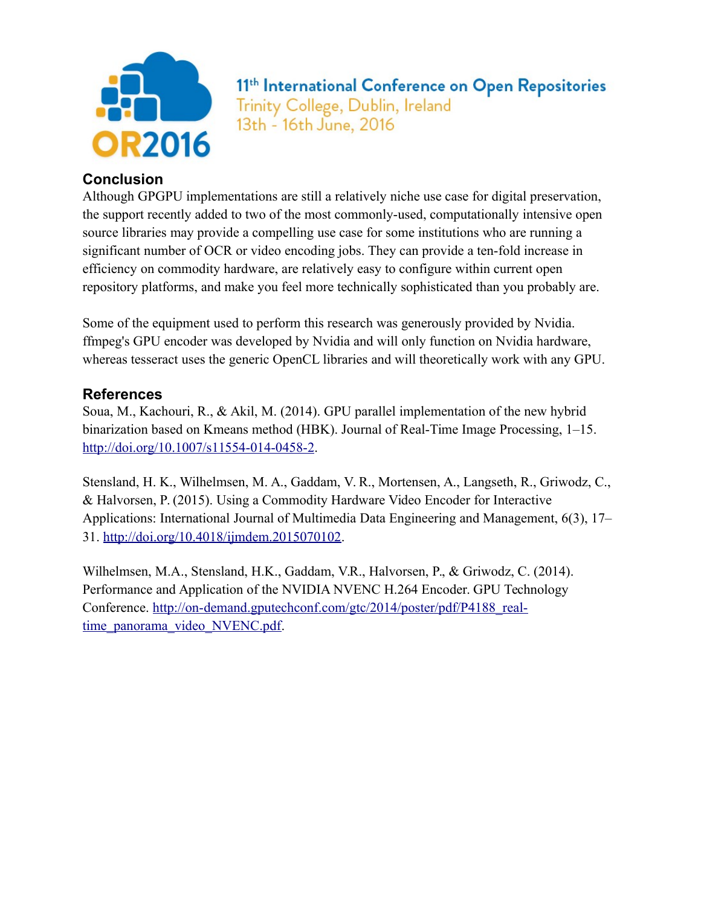## Conclusion

Although GPGPU implementations are still a relatively niche use case for digital preservation, the support recently added to two of the most commonly-used, computationally intensive open source libraries may provide a compelling use case for some institutions who are running a significant number of OCR or video encoding jobs. They can provide a ten-fold increase in efficiency on commodity hardware, are relatively easy to configure within current open repository platforms, and make you feel more technically sophisticated than you probably are.

Some of the equipment used to perform this research was generously provided by Nvidia. ffmpeg's GPU encoder was developed by Nvidia and will only function on Nvidia hardware, whereas tesseract uses the generic OpenCL libraries and will theoretically work with any GPU.

## References

Soua, M., Kachouri, R., & Akil, M. (2014). GPU parallel implementation of the new hybrid binarization based on Kmeans method (HBK). Journal of Real-Time Image Processing, 1–15. http://doi.org/10.1007/s11554-014-0458-2.

Stensland, H. K., Wilhelmsen, M. A., Gaddam, V. R., Mortensen, A., Langseth, R., Griwodz, C., & Halvorsen, P. (2015). Using a Commodity Hardware Video Encoder for Interactive Applications: International Journal of Multimedia Data Engineering and Management, 6(3), 17–31. http://doi.org/10.4018/ijmdem.2015070102.

Wilhelmsen, M.A., Stensland, H.K., Gaddam, V.R., Halvorsen, P., & Griwodz, C. (2014). Performance and Application of the NVIDIA NVENC H.264 Encoder. GPU Technology Conference. http://on-demand.gputechconf.com/gtc/2014/poster/pdf/P4188_real-time_panorama_video_NVENC.pdf.